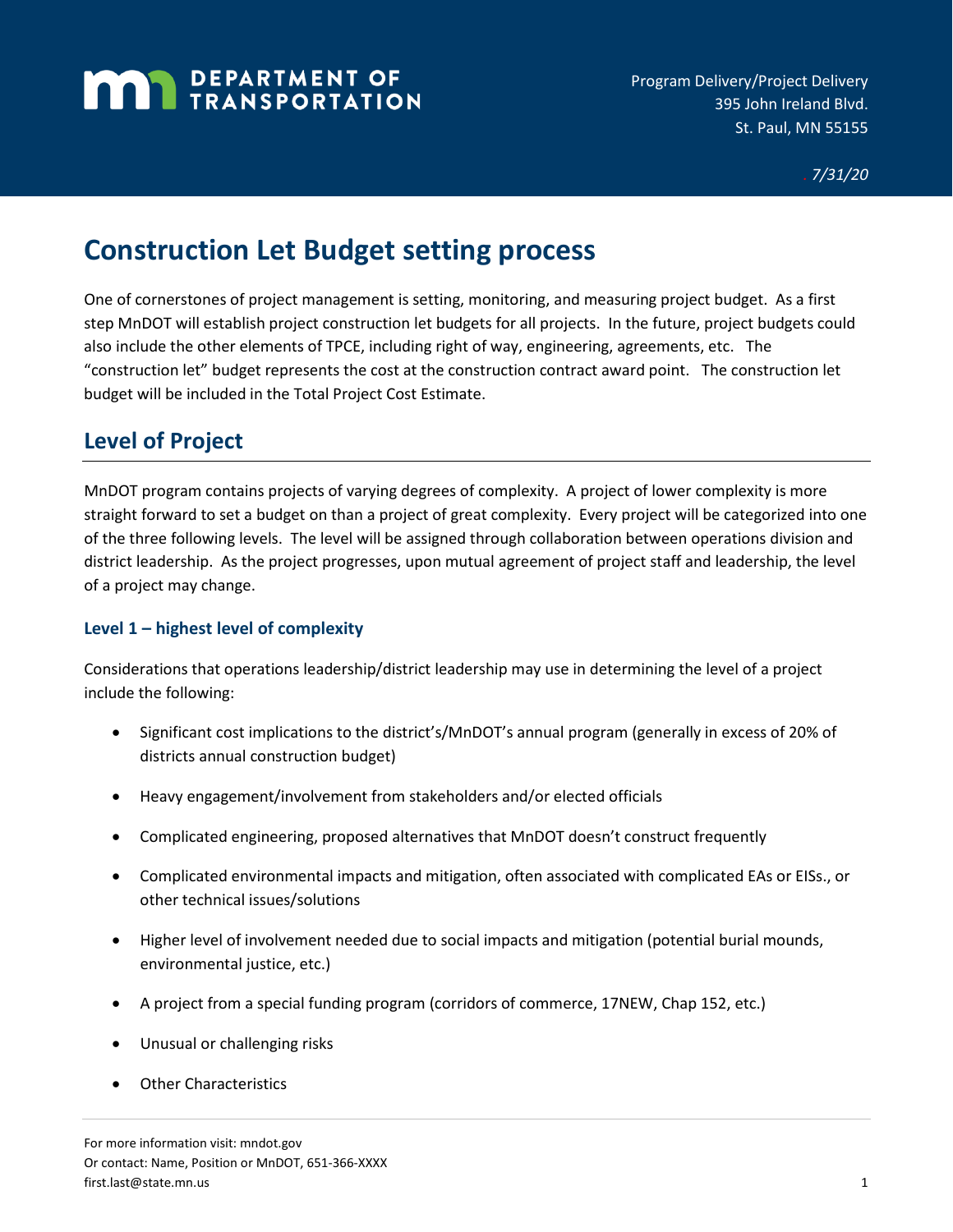# DEPARTMENT OF TRANSPORTATION

Program Delivery/Project Delivery
395 John Ireland Blvd.
St. Paul, MN 55155

*7/31/20*

# Construction Let Budget setting process

One of cornerstones of project management is setting, monitoring, and measuring project budget. As a first step MnDOT will establish project construction let budgets for all projects. In the future, project budgets could also include the other elements of TPCE, including right of way, engineering, agreements, etc. The "construction let" budget represents the cost at the construction contract award point. The construction let budget will be included in the Total Project Cost Estimate.

## Level of Project

MnDOT program contains projects of varying degrees of complexity. A project of lower complexity is more straight forward to set a budget on than a project of great complexity. Every project will be categorized into one of the three following levels. The level will be assigned through collaboration between operations division and district leadership. As the project progresses, upon mutual agreement of project staff and leadership, the level of a project may change.

### Level 1 – highest level of complexity

Considerations that operations leadership/district leadership may use in determining the level of a project include the following:

- Significant cost implications to the district's/MnDOT's annual program (generally in excess of 20% of districts annual construction budget)
- Heavy engagement/involvement from stakeholders and/or elected officials
- Complicated engineering, proposed alternatives that MnDOT doesn't construct frequently
- Complicated environmental impacts and mitigation, often associated with complicated EAs or EISs., or other technical issues/solutions
- Higher level of involvement needed due to social impacts and mitigation (potential burial mounds, environmental justice, etc.)
- A project from a special funding program (corridors of commerce, 17NEW, Chap 152, etc.)
- Unusual or challenging risks
- Other Characteristics

For more information visit: mndot.gov
Or contact: Name, Position or MnDOT, 651-366-XXXX
first.last@state.mn.us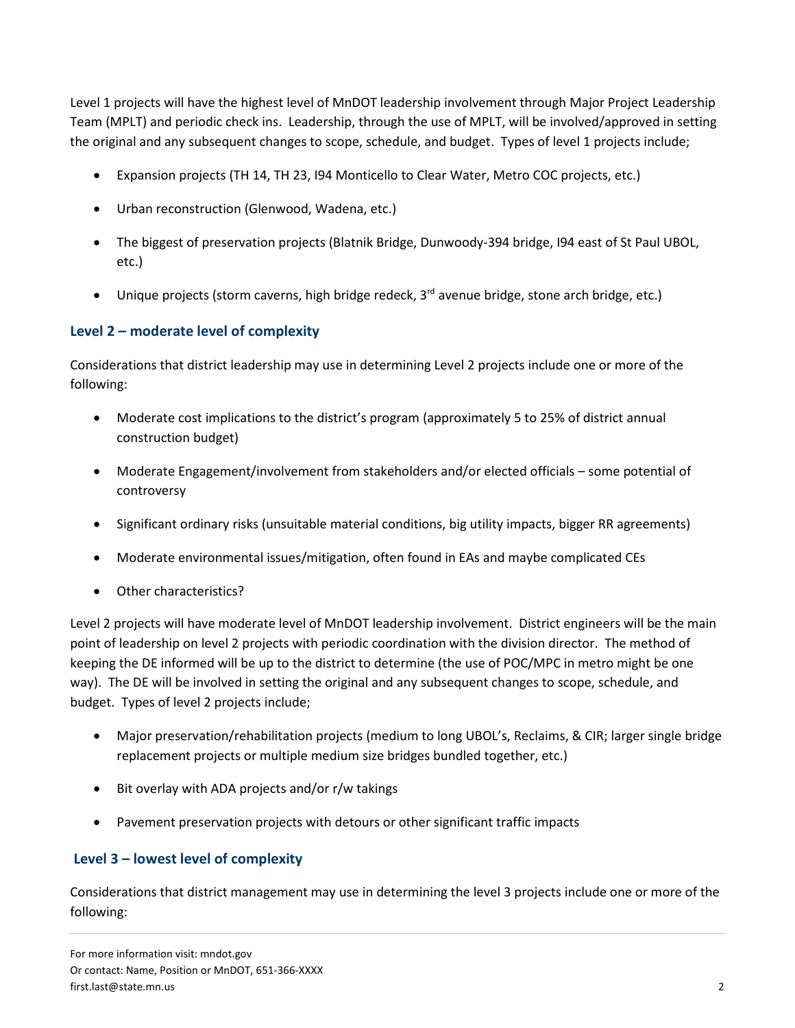Level 1 projects will have the highest level of MnDOT leadership involvement through Major Project Leadership Team (MPLT) and periodic check ins. Leadership, through the use of MPLT, will be involved/approved in setting the original and any subsequent changes to scope, schedule, and budget. Types of level 1 projects include;

- Expansion projects (TH 14, TH 23, I94 Monticello to Clear Water, Metro COC projects, etc.)
- Urban reconstruction (Glenwood, Wadena, etc.)
- The biggest of preservation projects (Blatnik Bridge, Dunwoody-394 bridge, I94 east of St Paul UBOL, etc.)
- Unique projects (storm caverns, high bridge redeck, 3rd avenue bridge, stone arch bridge, etc.)

### Level 2 – moderate level of complexity

Considerations that district leadership may use in determining Level 2 projects include one or more of the following:

- Moderate cost implications to the district's program (approximately 5 to 25% of district annual construction budget)
- Moderate Engagement/involvement from stakeholders and/or elected officials – some potential of controversy
- Significant ordinary risks (unsuitable material conditions, big utility impacts, bigger RR agreements)
- Moderate environmental issues/mitigation, often found in EAs and maybe complicated CEs
- Other characteristics?

Level 2 projects will have moderate level of MnDOT leadership involvement. District engineers will be the main point of leadership on level 2 projects with periodic coordination with the division director. The method of keeping the DE informed will be up to the district to determine (the use of POC/MPC in metro might be one way). The DE will be involved in setting the original and any subsequent changes to scope, schedule, and budget. Types of level 2 projects include;

- Major preservation/rehabilitation projects (medium to long UBOL's, Reclaims, & CIR; larger single bridge replacement projects or multiple medium size bridges bundled together, etc.)
- Bit overlay with ADA projects and/or r/w takings
- Pavement preservation projects with detours or other significant traffic impacts

### Level 3 – lowest level of complexity

Considerations that district management may use in determining the level 3 projects include one or more of the following: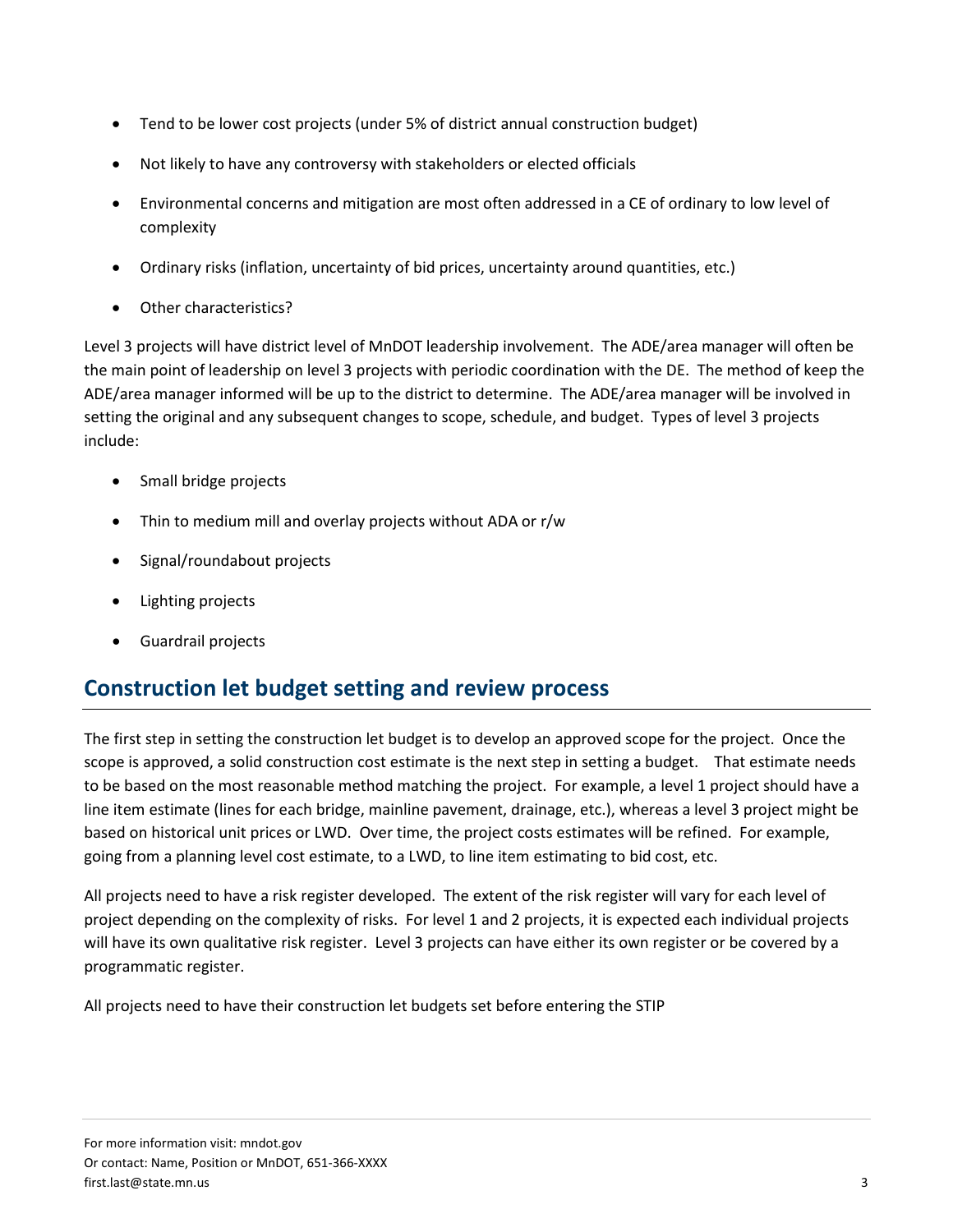- Tend to be lower cost projects (under 5% of district annual construction budget)
- Not likely to have any controversy with stakeholders or elected officials
- Environmental concerns and mitigation are most often addressed in a CE of ordinary to low level of complexity
- Ordinary risks (inflation, uncertainty of bid prices, uncertainty around quantities, etc.)
- Other characteristics?

Level 3 projects will have district level of MnDOT leadership involvement. The ADE/area manager will often be the main point of leadership on level 3 projects with periodic coordination with the DE. The method of keep the ADE/area manager informed will be up to the district to determine. The ADE/area manager will be involved in setting the original and any subsequent changes to scope, schedule, and budget. Types of level 3 projects include:

- Small bridge projects
- Thin to medium mill and overlay projects without ADA or r/w
- Signal/roundabout projects
- Lighting projects
- Guardrail projects

## Construction let budget setting and review process

The first step in setting the construction let budget is to develop an approved scope for the project. Once the scope is approved, a solid construction cost estimate is the next step in setting a budget. That estimate needs to be based on the most reasonable method matching the project. For example, a level 1 project should have a line item estimate (lines for each bridge, mainline pavement, drainage, etc.), whereas a level 3 project might be based on historical unit prices or LWD. Over time, the project costs estimates will be refined. For example, going from a planning level cost estimate, to a LWD, to line item estimating to bid cost, etc.

All projects need to have a risk register developed. The extent of the risk register will vary for each level of project depending on the complexity of risks. For level 1 and 2 projects, it is expected each individual projects will have its own qualitative risk register. Level 3 projects can have either its own register or be covered by a programmatic register.

All projects need to have their construction let budgets set before entering the STIP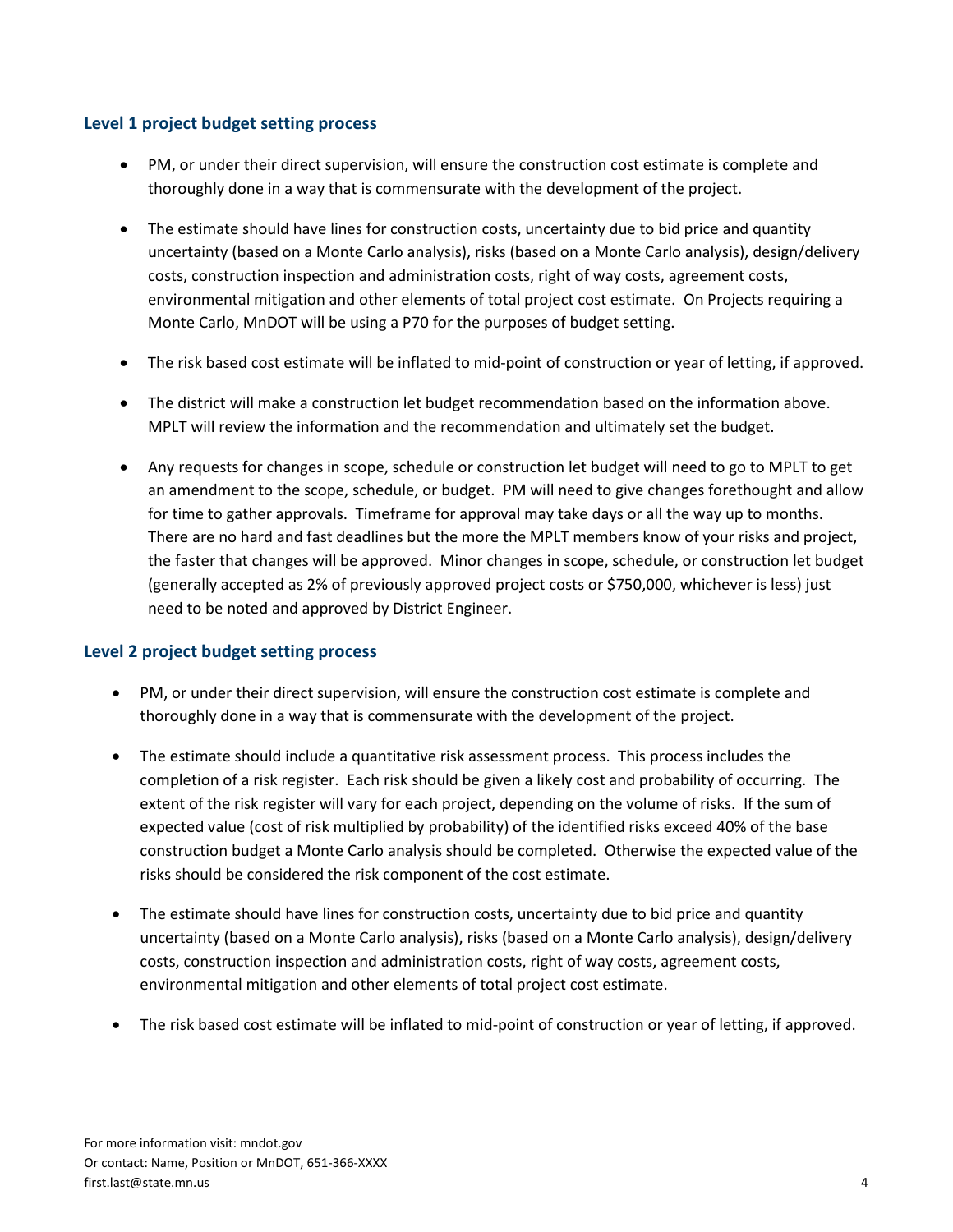### Level 1 project budget setting process

- PM, or under their direct supervision, will ensure the construction cost estimate is complete and thoroughly done in a way that is commensurate with the development of the project.
- The estimate should have lines for construction costs, uncertainty due to bid price and quantity uncertainty (based on a Monte Carlo analysis), risks (based on a Monte Carlo analysis), design/delivery costs, construction inspection and administration costs, right of way costs, agreement costs, environmental mitigation and other elements of total project cost estimate. On Projects requiring a Monte Carlo, MnDOT will be using a P70 for the purposes of budget setting.
- The risk based cost estimate will be inflated to mid-point of construction or year of letting, if approved.
- The district will make a construction let budget recommendation based on the information above. MPLT will review the information and the recommendation and ultimately set the budget.
- Any requests for changes in scope, schedule or construction let budget will need to go to MPLT to get an amendment to the scope, schedule, or budget. PM will need to give changes forethought and allow for time to gather approvals. Timeframe for approval may take days or all the way up to months. There are no hard and fast deadlines but the more the MPLT members know of your risks and project, the faster that changes will be approved. Minor changes in scope, schedule, or construction let budget (generally accepted as 2% of previously approved project costs or $750,000, whichever is less) just need to be noted and approved by District Engineer.

### Level 2 project budget setting process

- PM, or under their direct supervision, will ensure the construction cost estimate is complete and thoroughly done in a way that is commensurate with the development of the project.
- The estimate should include a quantitative risk assessment process. This process includes the completion of a risk register. Each risk should be given a likely cost and probability of occurring. The extent of the risk register will vary for each project, depending on the volume of risks. If the sum of expected value (cost of risk multiplied by probability) of the identified risks exceed 40% of the base construction budget a Monte Carlo analysis should be completed. Otherwise the expected value of the risks should be considered the risk component of the cost estimate.
- The estimate should have lines for construction costs, uncertainty due to bid price and quantity uncertainty (based on a Monte Carlo analysis), risks (based on a Monte Carlo analysis), design/delivery costs, construction inspection and administration costs, right of way costs, agreement costs, environmental mitigation and other elements of total project cost estimate.
- The risk based cost estimate will be inflated to mid-point of construction or year of letting, if approved.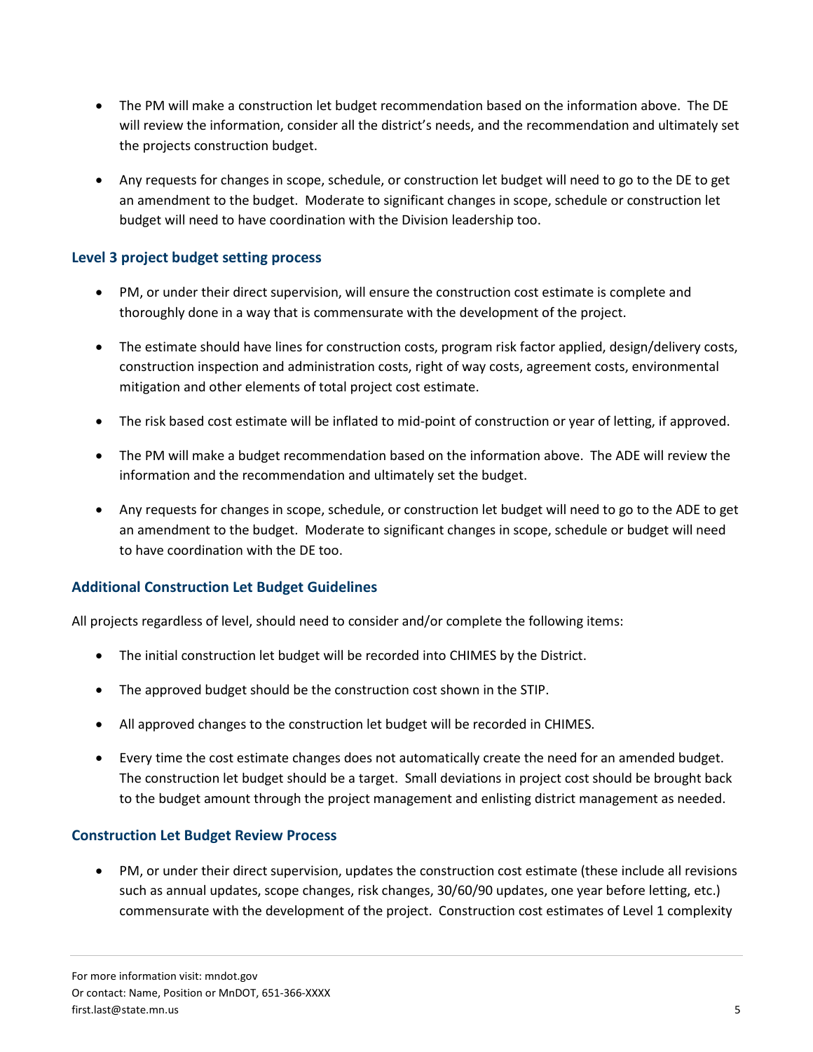- The PM will make a construction let budget recommendation based on the information above. The DE will review the information, consider all the district's needs, and the recommendation and ultimately set the projects construction budget.
- Any requests for changes in scope, schedule, or construction let budget will need to go to the DE to get an amendment to the budget. Moderate to significant changes in scope, schedule or construction let budget will need to have coordination with the Division leadership too.

### Level 3 project budget setting process

- PM, or under their direct supervision, will ensure the construction cost estimate is complete and thoroughly done in a way that is commensurate with the development of the project.
- The estimate should have lines for construction costs, program risk factor applied, design/delivery costs, construction inspection and administration costs, right of way costs, agreement costs, environmental mitigation and other elements of total project cost estimate.
- The risk based cost estimate will be inflated to mid-point of construction or year of letting, if approved.
- The PM will make a budget recommendation based on the information above. The ADE will review the information and the recommendation and ultimately set the budget.
- Any requests for changes in scope, schedule, or construction let budget will need to go to the ADE to get an amendment to the budget. Moderate to significant changes in scope, schedule or budget will need to have coordination with the DE too.

### Additional Construction Let Budget Guidelines

All projects regardless of level, should need to consider and/or complete the following items:

- The initial construction let budget will be recorded into CHIMES by the District.
- The approved budget should be the construction cost shown in the STIP.
- All approved changes to the construction let budget will be recorded in CHIMES.
- Every time the cost estimate changes does not automatically create the need for an amended budget. The construction let budget should be a target. Small deviations in project cost should be brought back to the budget amount through the project management and enlisting district management as needed.

### Construction Let Budget Review Process

- PM, or under their direct supervision, updates the construction cost estimate (these include all revisions such as annual updates, scope changes, risk changes, 30/60/90 updates, one year before letting, etc.) commensurate with the development of the project. Construction cost estimates of Level 1 complexity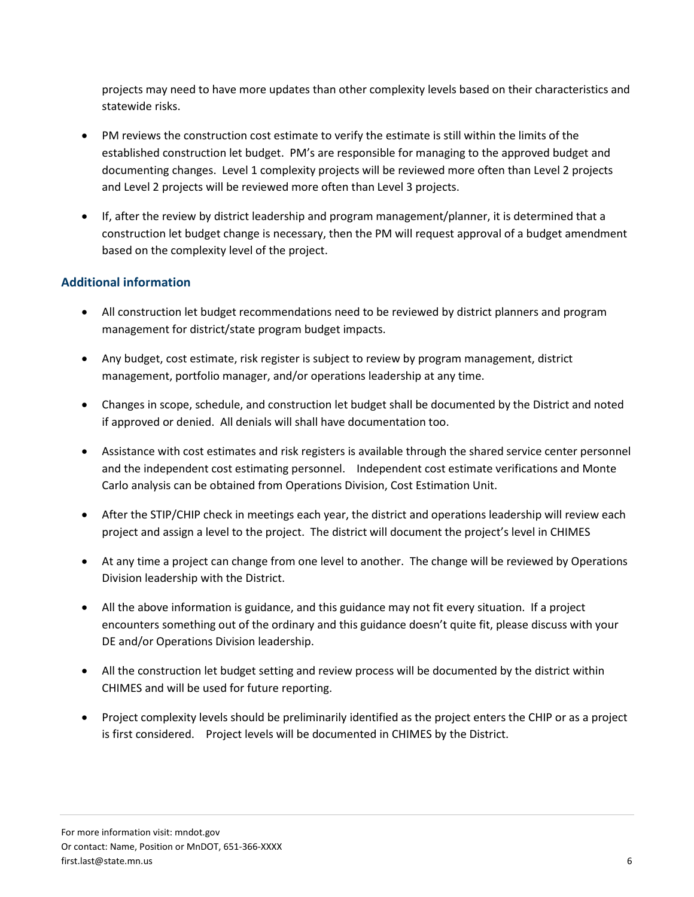projects may need to have more updates than other complexity levels based on their characteristics and statewide risks.

- PM reviews the construction cost estimate to verify the estimate is still within the limits of the established construction let budget. PM's are responsible for managing to the approved budget and documenting changes. Level 1 complexity projects will be reviewed more often than Level 2 projects and Level 2 projects will be reviewed more often than Level 3 projects.
- If, after the review by district leadership and program management/planner, it is determined that a construction let budget change is necessary, then the PM will request approval of a budget amendment based on the complexity level of the project.

### Additional information

- All construction let budget recommendations need to be reviewed by district planners and program management for district/state program budget impacts.
- Any budget, cost estimate, risk register is subject to review by program management, district management, portfolio manager, and/or operations leadership at any time.
- Changes in scope, schedule, and construction let budget shall be documented by the District and noted if approved or denied. All denials will shall have documentation too.
- Assistance with cost estimates and risk registers is available through the shared service center personnel and the independent cost estimating personnel. Independent cost estimate verifications and Monte Carlo analysis can be obtained from Operations Division, Cost Estimation Unit.
- After the STIP/CHIP check in meetings each year, the district and operations leadership will review each project and assign a level to the project. The district will document the project's level in CHIMES
- At any time a project can change from one level to another. The change will be reviewed by Operations Division leadership with the District.
- All the above information is guidance, and this guidance may not fit every situation. If a project encounters something out of the ordinary and this guidance doesn't quite fit, please discuss with your DE and/or Operations Division leadership.
- All the construction let budget setting and review process will be documented by the district within CHIMES and will be used for future reporting.
- Project complexity levels should be preliminarily identified as the project enters the CHIP or as a project is first considered. Project levels will be documented in CHIMES by the District.

For more information visit: mndot.gov
Or contact: Name, Position or MnDOT, 651-366-XXXX
first.last@state.mn.us